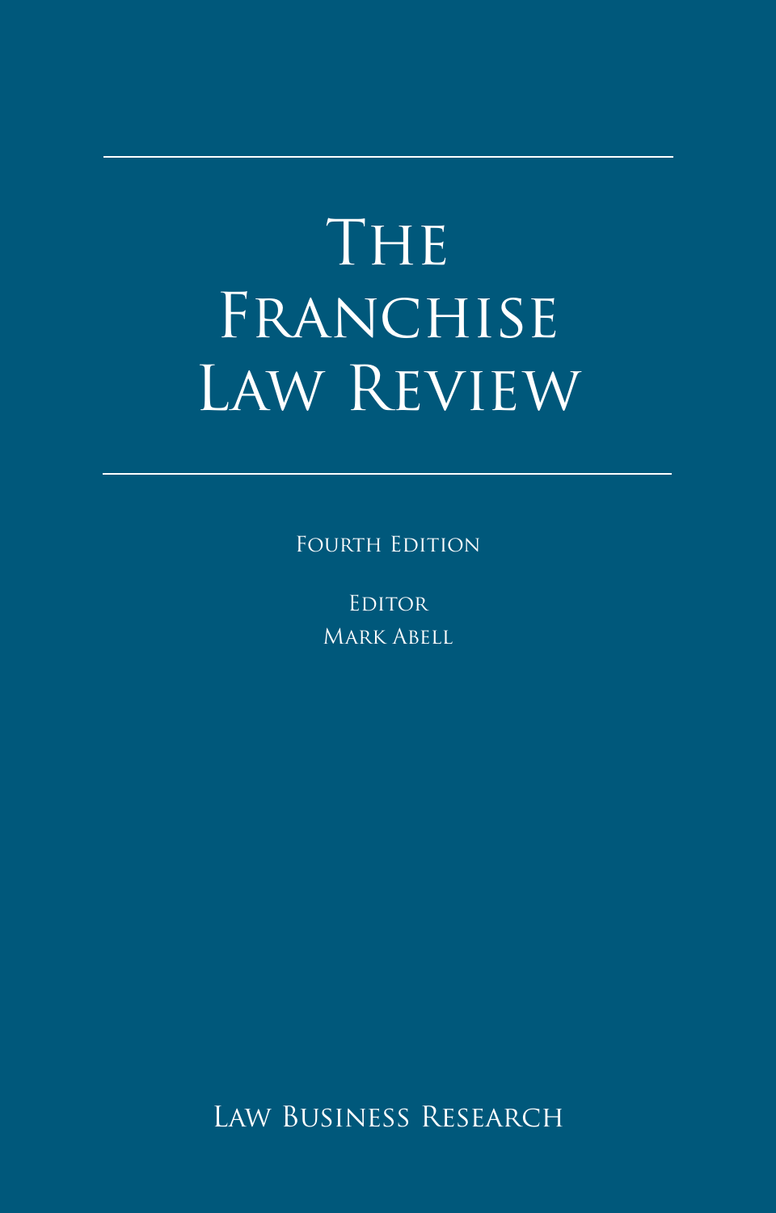# The Franchise Law Review

Fourth Edition

Editor
Mark Abell

Law Business Research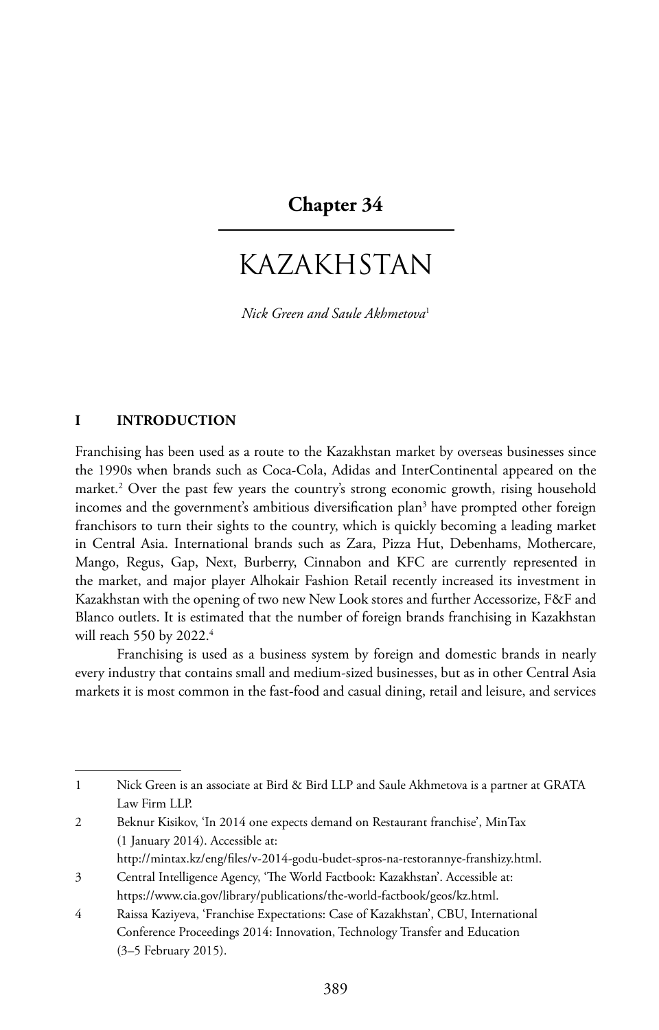# Chapter 34

# KAZAKHSTAN

*Nick Green and Saule Akhmetova*[1]

## I INTRODUCTION

Franchising has been used as a route to the Kazakhstan market by overseas businesses since the 1990s when brands such as Coca-Cola, Adidas and InterContinental appeared on the market.[2] Over the past few years the country's strong economic growth, rising household incomes and the government's ambitious diversification plan[3] have prompted other foreign franchisors to turn their sights to the country, which is quickly becoming a leading market in Central Asia. International brands such as Zara, Pizza Hut, Debenhams, Mothercare, Mango, Regus, Gap, Next, Burberry, Cinnabon and KFC are currently represented in the market, and major player Alhokair Fashion Retail recently increased its investment in Kazakhstan with the opening of two new New Look stores and further Accessorize, F&F and Blanco outlets. It is estimated that the number of foreign brands franchising in Kazakhstan will reach 550 by 2022.[4]

Franchising is used as a business system by foreign and domestic brands in nearly every industry that contains small and medium-sized businesses, but as in other Central Asia markets it is most common in the fast-food and casual dining, retail and leisure, and services

---

1 Nick Green is an associate at Bird & Bird LLP and Saule Akhmetova is a partner at GRATA Law Firm LLP.

2 Beknur Kisikov, 'In 2014 one expects demand on Restaurant franchise', MinTax (1 January 2014). Accessible at: http://mintax.kz/eng/files/v-2014-godu-budet-spros-na-restorannye-franshizy.html.

3 Central Intelligence Agency, 'The World Factbook: Kazakhstan'. Accessible at: https://www.cia.gov/library/publications/the-world-factbook/geos/kz.html.

4 Raissa Kaziyeva, 'Franchise Expectations: Case of Kazakhstan', CBU, International Conference Proceedings 2014: Innovation, Technology Transfer and Education (3–5 February 2015).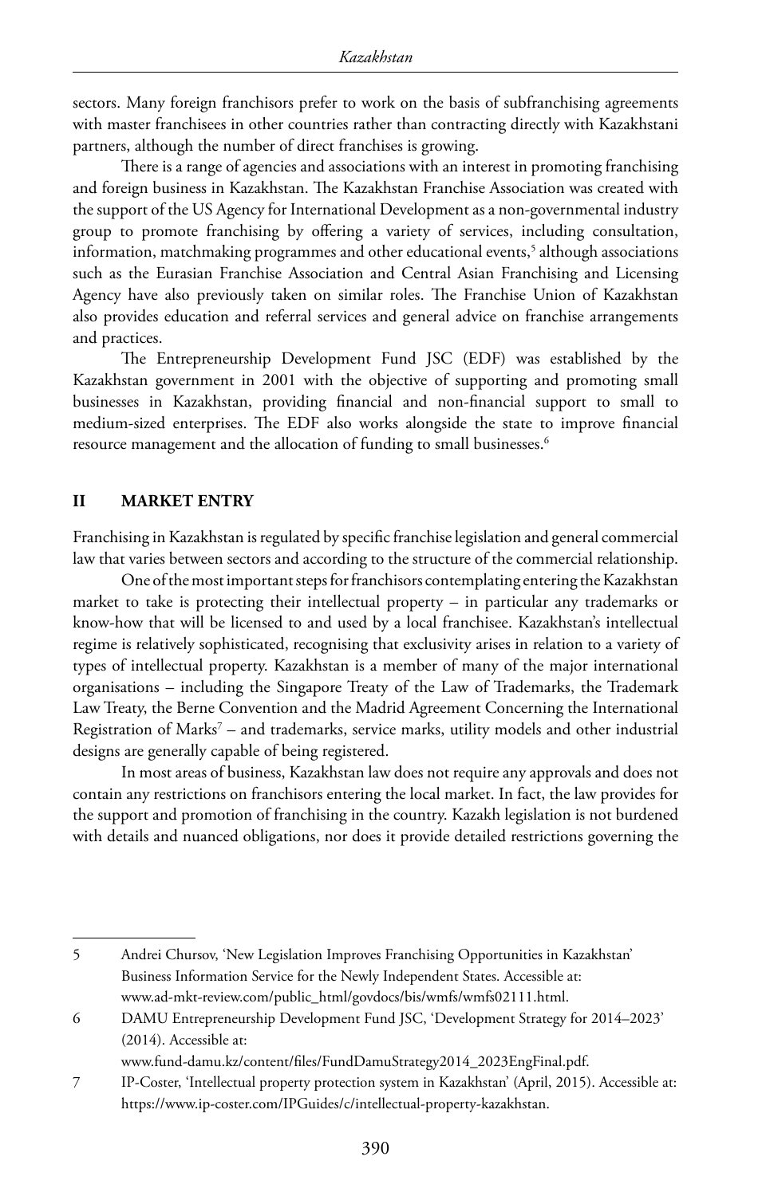sectors. Many foreign franchisors prefer to work on the basis of subfranchising agreements with master franchisees in other countries rather than contracting directly with Kazakhstani partners, although the number of direct franchises is growing.

There is a range of agencies and associations with an interest in promoting franchising and foreign business in Kazakhstan. The Kazakhstan Franchise Association was created with the support of the US Agency for International Development as a non-governmental industry group to promote franchising by offering a variety of services, including consultation, information, matchmaking programmes and other educational events,[5] although associations such as the Eurasian Franchise Association and Central Asian Franchising and Licensing Agency have also previously taken on similar roles. The Franchise Union of Kazakhstan also provides education and referral services and general advice on franchise arrangements and practices.

The Entrepreneurship Development Fund JSC (EDF) was established by the Kazakhstan government in 2001 with the objective of supporting and promoting small businesses in Kazakhstan, providing financial and non-financial support to small to medium-sized enterprises. The EDF also works alongside the state to improve financial resource management and the allocation of funding to small businesses.[6]

## II MARKET ENTRY

Franchising in Kazakhstan is regulated by specific franchise legislation and general commercial law that varies between sectors and according to the structure of the commercial relationship.

One of the most important steps for franchisors contemplating entering the Kazakhstan market to take is protecting their intellectual property – in particular any trademarks or know-how that will be licensed to and used by a local franchisee. Kazakhstan's intellectual regime is relatively sophisticated, recognising that exclusivity arises in relation to a variety of types of intellectual property. Kazakhstan is a member of many of the major international organisations – including the Singapore Treaty of the Law of Trademarks, the Trademark Law Treaty, the Berne Convention and the Madrid Agreement Concerning the International Registration of Marks[7] – and trademarks, service marks, utility models and other industrial designs are generally capable of being registered.

In most areas of business, Kazakhstan law does not require any approvals and does not contain any restrictions on franchisors entering the local market. In fact, the law provides for the support and promotion of franchising in the country. Kazakh legislation is not burdened with details and nuanced obligations, nor does it provide detailed restrictions governing the

---

5 Andrei Chursov, 'New Legislation Improves Franchising Opportunities in Kazakhstan' Business Information Service for the Newly Independent States. Accessible at: www.ad-mkt-review.com/public_html/govdocs/bis/wmfs/wmfs02111.html.

6 DAMU Entrepreneurship Development Fund JSC, 'Development Strategy for 2014–2023' (2014). Accessible at: www.fund-damu.kz/content/files/FundDamuStrategy2014_2023EngFinal.pdf.

7 IP-Coster, 'Intellectual property protection system in Kazakhstan' (April, 2015). Accessible at: https://www.ip-coster.com/IPGuides/c/intellectual-property-kazakhstan.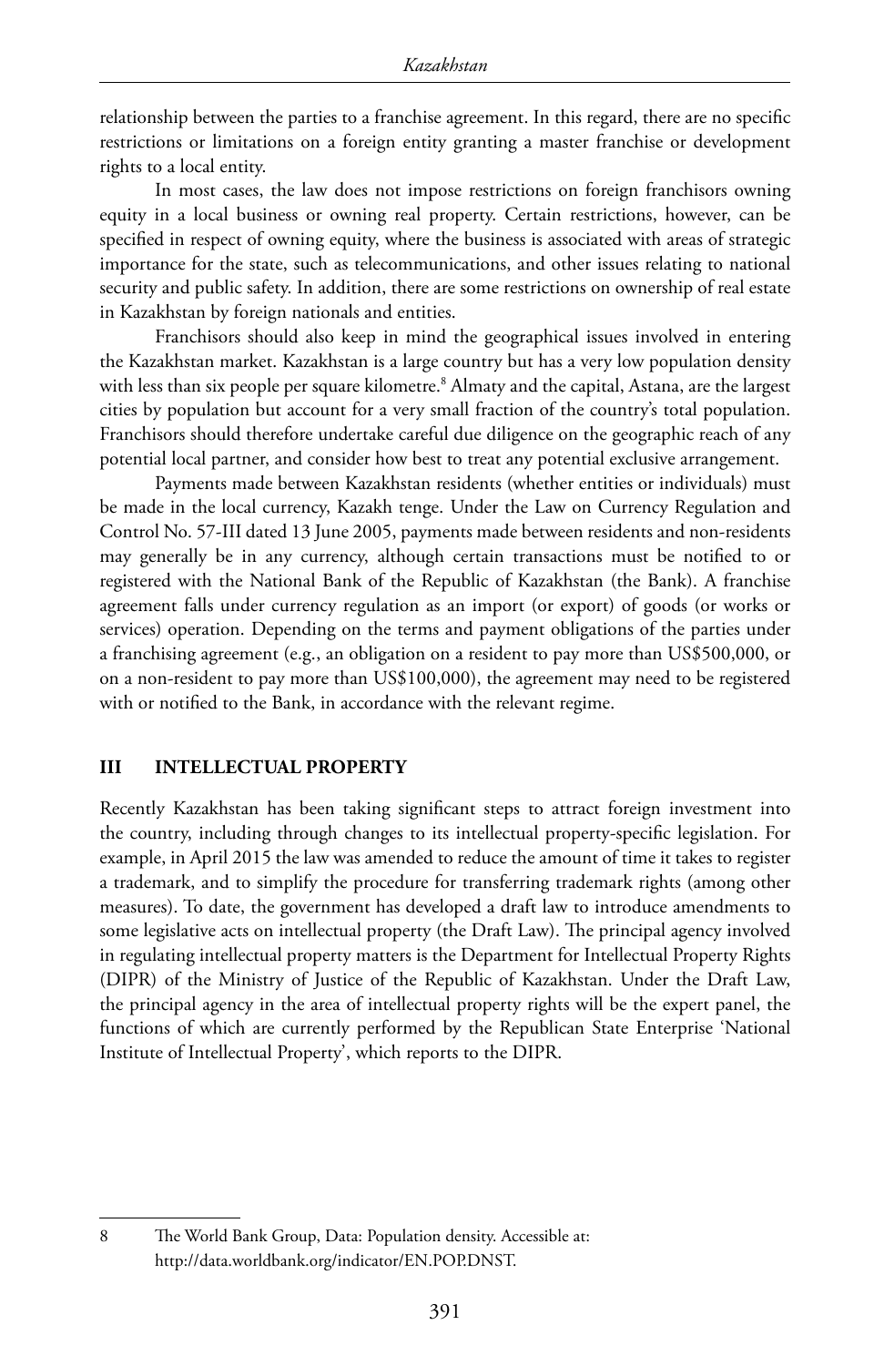relationship between the parties to a franchise agreement. In this regard, there are no specific restrictions or limitations on a foreign entity granting a master franchise or development rights to a local entity.

In most cases, the law does not impose restrictions on foreign franchisors owning equity in a local business or owning real property. Certain restrictions, however, can be specified in respect of owning equity, where the business is associated with areas of strategic importance for the state, such as telecommunications, and other issues relating to national security and public safety. In addition, there are some restrictions on ownership of real estate in Kazakhstan by foreign nationals and entities.

Franchisors should also keep in mind the geographical issues involved in entering the Kazakhstan market. Kazakhstan is a large country but has a very low population density with less than six people per square kilometre.[8] Almaty and the capital, Astana, are the largest cities by population but account for a very small fraction of the country's total population. Franchisors should therefore undertake careful due diligence on the geographic reach of any potential local partner, and consider how best to treat any potential exclusive arrangement.

Payments made between Kazakhstan residents (whether entities or individuals) must be made in the local currency, Kazakh tenge. Under the Law on Currency Regulation and Control No. 57-III dated 13 June 2005, payments made between residents and non-residents may generally be in any currency, although certain transactions must be notified to or registered with the National Bank of the Republic of Kazakhstan (the Bank). A franchise agreement falls under currency regulation as an import (or export) of goods (or works or services) operation. Depending on the terms and payment obligations of the parties under a franchising agreement (e.g., an obligation on a resident to pay more than US$500,000, or on a non-resident to pay more than US$100,000), the agreement may need to be registered with or notified to the Bank, in accordance with the relevant regime.

## III INTELLECTUAL PROPERTY

Recently Kazakhstan has been taking significant steps to attract foreign investment into the country, including through changes to its intellectual property-specific legislation. For example, in April 2015 the law was amended to reduce the amount of time it takes to register a trademark, and to simplify the procedure for transferring trademark rights (among other measures). To date, the government has developed a draft law to introduce amendments to some legislative acts on intellectual property (the Draft Law). The principal agency involved in regulating intellectual property matters is the Department for Intellectual Property Rights (DIPR) of the Ministry of Justice of the Republic of Kazakhstan. Under the Draft Law, the principal agency in the area of intellectual property rights will be the expert panel, the functions of which are currently performed by the Republican State Enterprise 'National Institute of Intellectual Property', which reports to the DIPR.

---

8 The World Bank Group, Data: Population density. Accessible at: http://data.worldbank.org/indicator/EN.POP.DNST.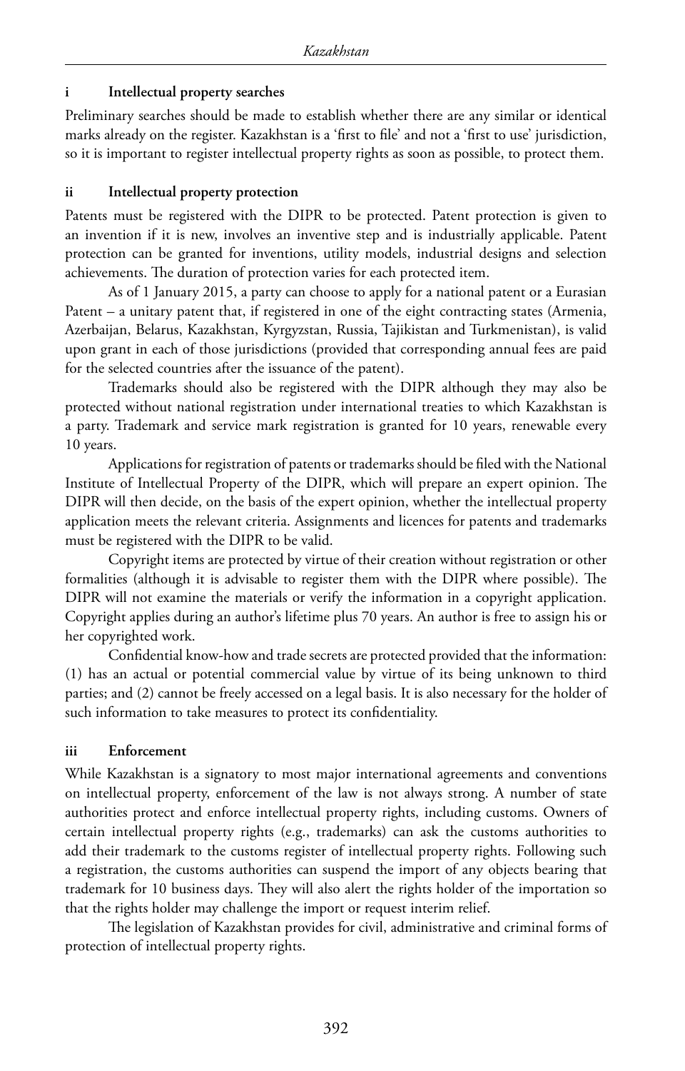#### i Intellectual property searches

Preliminary searches should be made to establish whether there are any similar or identical marks already on the register. Kazakhstan is a 'first to file' and not a 'first to use' jurisdiction, so it is important to register intellectual property rights as soon as possible, to protect them.

#### ii Intellectual property protection

Patents must be registered with the DIPR to be protected. Patent protection is given to an invention if it is new, involves an inventive step and is industrially applicable. Patent protection can be granted for inventions, utility models, industrial designs and selection achievements. The duration of protection varies for each protected item.

As of 1 January 2015, a party can choose to apply for a national patent or a Eurasian Patent – a unitary patent that, if registered in one of the eight contracting states (Armenia, Azerbaijan, Belarus, Kazakhstan, Kyrgyzstan, Russia, Tajikistan and Turkmenistan), is valid upon grant in each of those jurisdictions (provided that corresponding annual fees are paid for the selected countries after the issuance of the patent).

Trademarks should also be registered with the DIPR although they may also be protected without national registration under international treaties to which Kazakhstan is a party. Trademark and service mark registration is granted for 10 years, renewable every 10 years.

Applications for registration of patents or trademarks should be filed with the National Institute of Intellectual Property of the DIPR, which will prepare an expert opinion. The DIPR will then decide, on the basis of the expert opinion, whether the intellectual property application meets the relevant criteria. Assignments and licences for patents and trademarks must be registered with the DIPR to be valid.

Copyright items are protected by virtue of their creation without registration or other formalities (although it is advisable to register them with the DIPR where possible). The DIPR will not examine the materials or verify the information in a copyright application. Copyright applies during an author's lifetime plus 70 years. An author is free to assign his or her copyrighted work.

Confidential know-how and trade secrets are protected provided that the information: (1) has an actual or potential commercial value by virtue of its being unknown to third parties; and (2) cannot be freely accessed on a legal basis. It is also necessary for the holder of such information to take measures to protect its confidentiality.

#### iii Enforcement

While Kazakhstan is a signatory to most major international agreements and conventions on intellectual property, enforcement of the law is not always strong. A number of state authorities protect and enforce intellectual property rights, including customs. Owners of certain intellectual property rights (e.g., trademarks) can ask the customs authorities to add their trademark to the customs register of intellectual property rights. Following such a registration, the customs authorities can suspend the import of any objects bearing that trademark for 10 business days. They will also alert the rights holder of the importation so that the rights holder may challenge the import or request interim relief.

The legislation of Kazakhstan provides for civil, administrative and criminal forms of protection of intellectual property rights.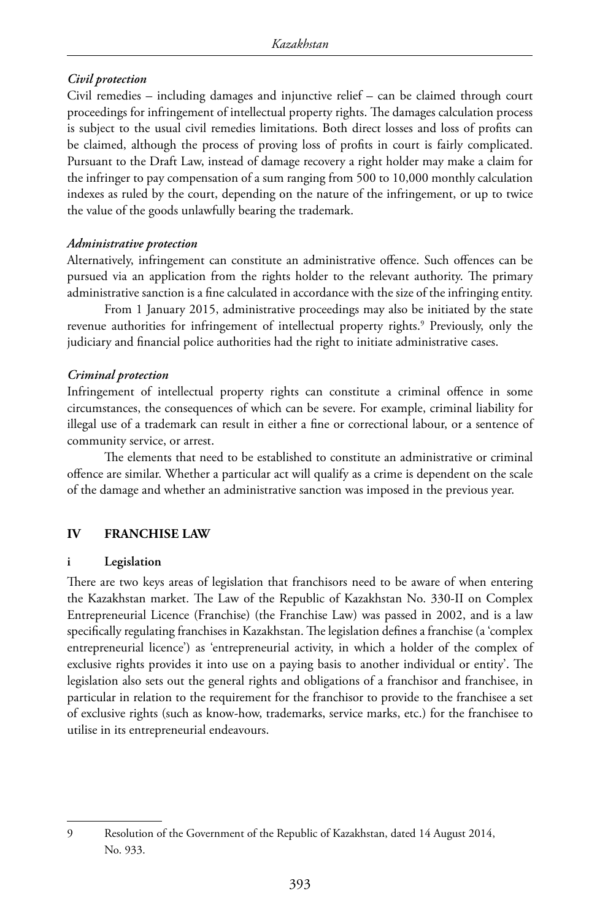*Civil protection*

Civil remedies – including damages and injunctive relief – can be claimed through court proceedings for infringement of intellectual property rights. The damages calculation process is subject to the usual civil remedies limitations. Both direct losses and loss of profits can be claimed, although the process of proving loss of profits in court is fairly complicated. Pursuant to the Draft Law, instead of damage recovery a right holder may make a claim for the infringer to pay compensation of a sum ranging from 500 to 10,000 monthly calculation indexes as ruled by the court, depending on the nature of the infringement, or up to twice the value of the goods unlawfully bearing the trademark.

*Administrative protection*

Alternatively, infringement can constitute an administrative offence. Such offences can be pursued via an application from the rights holder to the relevant authority. The primary administrative sanction is a fine calculated in accordance with the size of the infringing entity.

From 1 January 2015, administrative proceedings may also be initiated by the state revenue authorities for infringement of intellectual property rights.[9] Previously, only the judiciary and financial police authorities had the right to initiate administrative cases.

*Criminal protection*

Infringement of intellectual property rights can constitute a criminal offence in some circumstances, the consequences of which can be severe. For example, criminal liability for illegal use of a trademark can result in either a fine or correctional labour, or a sentence of community service, or arrest.

The elements that need to be established to constitute an administrative or criminal offence are similar. Whether a particular act will qualify as a crime is dependent on the scale of the damage and whether an administrative sanction was imposed in the previous year.

## IV FRANCHISE LAW

### i Legislation

There are two keys areas of legislation that franchisors need to be aware of when entering the Kazakhstan market. The Law of the Republic of Kazakhstan No. 330-II on Complex Entrepreneurial Licence (Franchise) (the Franchise Law) was passed in 2002, and is a law specifically regulating franchises in Kazakhstan. The legislation defines a franchise (a 'complex entrepreneurial licence') as 'entrepreneurial activity, in which a holder of the complex of exclusive rights provides it into use on a paying basis to another individual or entity'. The legislation also sets out the general rights and obligations of a franchisor and franchisee, in particular in relation to the requirement for the franchisor to provide to the franchisee a set of exclusive rights (such as know-how, trademarks, service marks, etc.) for the franchisee to utilise in its entrepreneurial endeavours.

9 Resolution of the Government of the Republic of Kazakhstan, dated 14 August 2014, No. 933.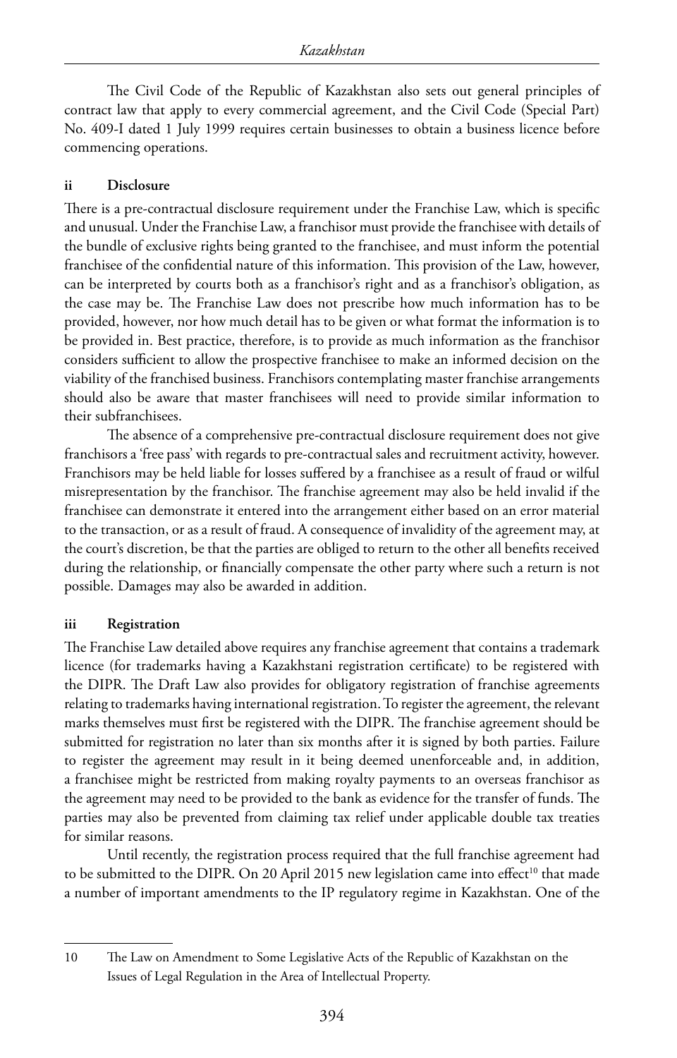The Civil Code of the Republic of Kazakhstan also sets out general principles of contract law that apply to every commercial agreement, and the Civil Code (Special Part) No. 409-I dated 1 July 1999 requires certain businesses to obtain a business licence before commencing operations.

### ii Disclosure

There is a pre-contractual disclosure requirement under the Franchise Law, which is specific and unusual. Under the Franchise Law, a franchisor must provide the franchisee with details of the bundle of exclusive rights being granted to the franchisee, and must inform the potential franchisee of the confidential nature of this information. This provision of the Law, however, can be interpreted by courts both as a franchisor's right and as a franchisor's obligation, as the case may be. The Franchise Law does not prescribe how much information has to be provided, however, nor how much detail has to be given or what format the information is to be provided in. Best practice, therefore, is to provide as much information as the franchisor considers sufficient to allow the prospective franchisee to make an informed decision on the viability of the franchised business. Franchisors contemplating master franchise arrangements should also be aware that master franchisees will need to provide similar information to their subfranchisees.

The absence of a comprehensive pre-contractual disclosure requirement does not give franchisors a 'free pass' with regards to pre-contractual sales and recruitment activity, however. Franchisors may be held liable for losses suffered by a franchisee as a result of fraud or wilful misrepresentation by the franchisor. The franchise agreement may also be held invalid if the franchisee can demonstrate it entered into the arrangement either based on an error material to the transaction, or as a result of fraud. A consequence of invalidity of the agreement may, at the court's discretion, be that the parties are obliged to return to the other all benefits received during the relationship, or financially compensate the other party where such a return is not possible. Damages may also be awarded in addition.

### iii Registration

The Franchise Law detailed above requires any franchise agreement that contains a trademark licence (for trademarks having a Kazakhstani registration certificate) to be registered with the DIPR. The Draft Law also provides for obligatory registration of franchise agreements relating to trademarks having international registration. To register the agreement, the relevant marks themselves must first be registered with the DIPR. The franchise agreement should be submitted for registration no later than six months after it is signed by both parties. Failure to register the agreement may result in it being deemed unenforceable and, in addition, a franchisee might be restricted from making royalty payments to an overseas franchisor as the agreement may need to be provided to the bank as evidence for the transfer of funds. The parties may also be prevented from claiming tax relief under applicable double tax treaties for similar reasons.

Until recently, the registration process required that the full franchise agreement had to be submitted to the DIPR. On 20 April 2015 new legislation came into effect[10] that made a number of important amendments to the IP regulatory regime in Kazakhstan. One of the

---

10 The Law on Amendment to Some Legislative Acts of the Republic of Kazakhstan on the Issues of Legal Regulation in the Area of Intellectual Property.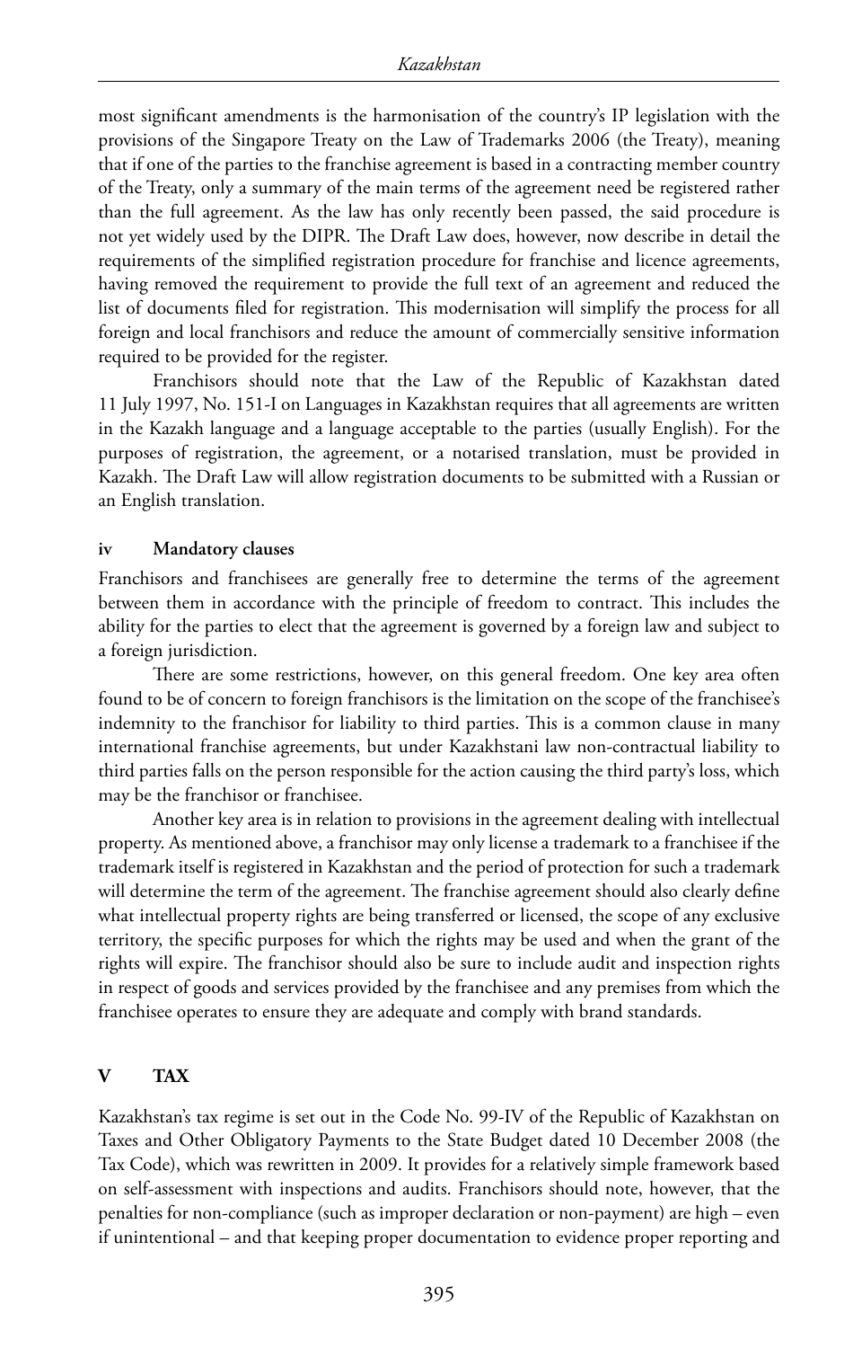most significant amendments is the harmonisation of the country's IP legislation with the provisions of the Singapore Treaty on the Law of Trademarks 2006 (the Treaty), meaning that if one of the parties to the franchise agreement is based in a contracting member country of the Treaty, only a summary of the main terms of the agreement need be registered rather than the full agreement. As the law has only recently been passed, the said procedure is not yet widely used by the DIPR. The Draft Law does, however, now describe in detail the requirements of the simplified registration procedure for franchise and licence agreements, having removed the requirement to provide the full text of an agreement and reduced the list of documents filed for registration. This modernisation will simplify the process for all foreign and local franchisors and reduce the amount of commercially sensitive information required to be provided for the register.

Franchisors should note that the Law of the Republic of Kazakhstan dated 11 July 1997, No. 151-I on Languages in Kazakhstan requires that all agreements are written in the Kazakh language and a language acceptable to the parties (usually English). For the purposes of registration, the agreement, or a notarised translation, must be provided in Kazakh. The Draft Law will allow registration documents to be submitted with a Russian or an English translation.

### iv Mandatory clauses

Franchisors and franchisees are generally free to determine the terms of the agreement between them in accordance with the principle of freedom to contract. This includes the ability for the parties to elect that the agreement is governed by a foreign law and subject to a foreign jurisdiction.

There are some restrictions, however, on this general freedom. One key area often found to be of concern to foreign franchisors is the limitation on the scope of the franchisee's indemnity to the franchisor for liability to third parties. This is a common clause in many international franchise agreements, but under Kazakhstani law non-contractual liability to third parties falls on the person responsible for the action causing the third party's loss, which may be the franchisor or franchisee.

Another key area is in relation to provisions in the agreement dealing with intellectual property. As mentioned above, a franchisor may only license a trademark to a franchisee if the trademark itself is registered in Kazakhstan and the period of protection for such a trademark will determine the term of the agreement. The franchise agreement should also clearly define what intellectual property rights are being transferred or licensed, the scope of any exclusive territory, the specific purposes for which the rights may be used and when the grant of the rights will expire. The franchisor should also be sure to include audit and inspection rights in respect of goods and services provided by the franchisee and any premises from which the franchisee operates to ensure they are adequate and comply with brand standards.

## V TAX

Kazakhstan's tax regime is set out in the Code No. 99-IV of the Republic of Kazakhstan on Taxes and Other Obligatory Payments to the State Budget dated 10 December 2008 (the Tax Code), which was rewritten in 2009. It provides for a relatively simple framework based on self-assessment with inspections and audits. Franchisors should note, however, that the penalties for non-compliance (such as improper declaration or non-payment) are high – even if unintentional – and that keeping proper documentation to evidence proper reporting and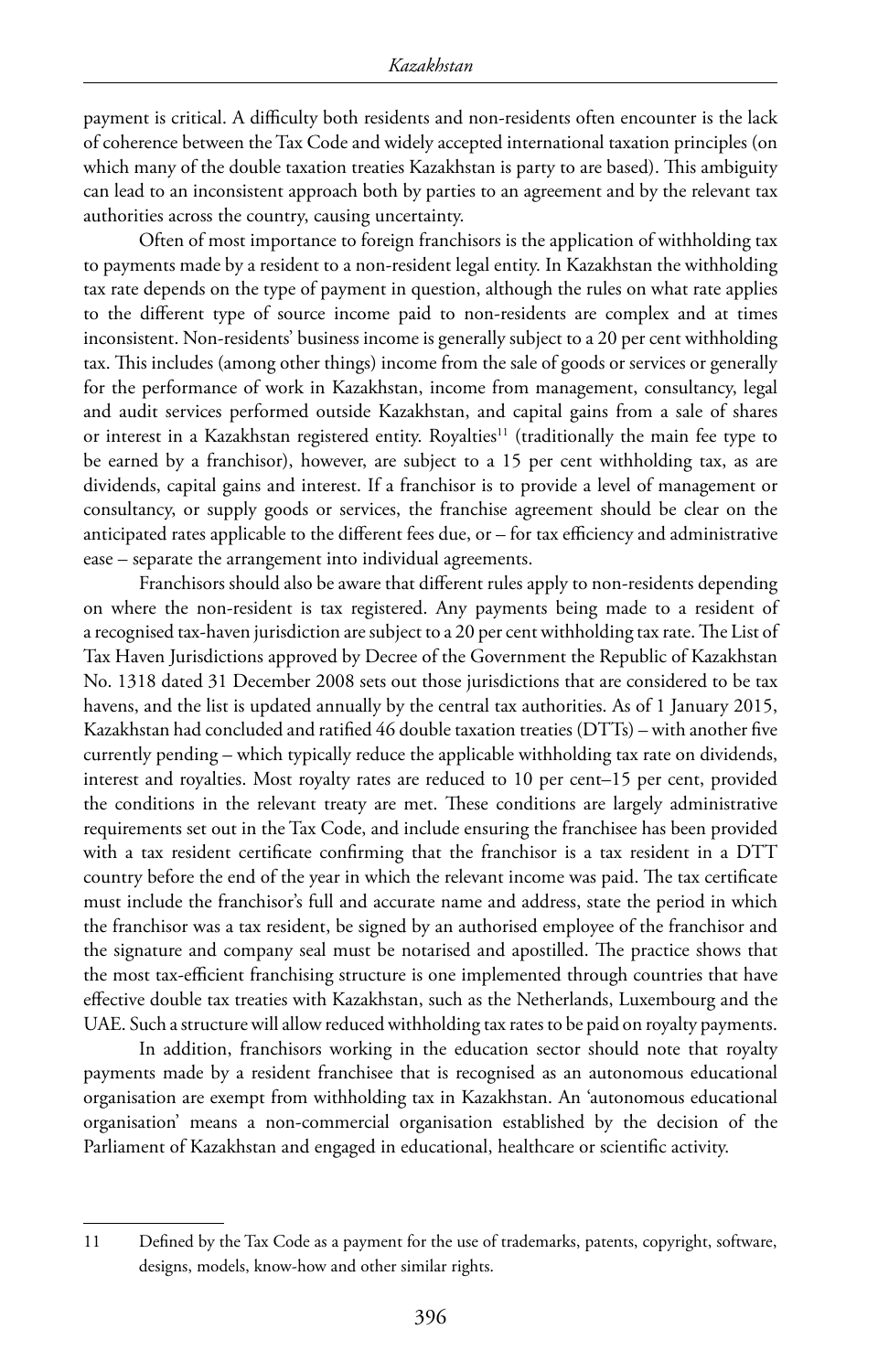payment is critical. A difficulty both residents and non-residents often encounter is the lack of coherence between the Tax Code and widely accepted international taxation principles (on which many of the double taxation treaties Kazakhstan is party to are based). This ambiguity can lead to an inconsistent approach both by parties to an agreement and by the relevant tax authorities across the country, causing uncertainty.

Often of most importance to foreign franchisors is the application of withholding tax to payments made by a resident to a non-resident legal entity. In Kazakhstan the withholding tax rate depends on the type of payment in question, although the rules on what rate applies to the different type of source income paid to non-residents are complex and at times inconsistent. Non-residents' business income is generally subject to a 20 per cent withholding tax. This includes (among other things) income from the sale of goods or services or generally for the performance of work in Kazakhstan, income from management, consultancy, legal and audit services performed outside Kazakhstan, and capital gains from a sale of shares or interest in a Kazakhstan registered entity. Royalties[11] (traditionally the main fee type to be earned by a franchisor), however, are subject to a 15 per cent withholding tax, as are dividends, capital gains and interest. If a franchisor is to provide a level of management or consultancy, or supply goods or services, the franchise agreement should be clear on the anticipated rates applicable to the different fees due, or – for tax efficiency and administrative ease – separate the arrangement into individual agreements.

Franchisors should also be aware that different rules apply to non-residents depending on where the non-resident is tax registered. Any payments being made to a resident of a recognised tax-haven jurisdiction are subject to a 20 per cent withholding tax rate. The List of Tax Haven Jurisdictions approved by Decree of the Government the Republic of Kazakhstan No. 1318 dated 31 December 2008 sets out those jurisdictions that are considered to be tax havens, and the list is updated annually by the central tax authorities. As of 1 January 2015, Kazakhstan had concluded and ratified 46 double taxation treaties (DTTs) – with another five currently pending – which typically reduce the applicable withholding tax rate on dividends, interest and royalties. Most royalty rates are reduced to 10 per cent–15 per cent, provided the conditions in the relevant treaty are met. These conditions are largely administrative requirements set out in the Tax Code, and include ensuring the franchisee has been provided with a tax resident certificate confirming that the franchisor is a tax resident in a DTT country before the end of the year in which the relevant income was paid. The tax certificate must include the franchisor's full and accurate name and address, state the period in which the franchisor was a tax resident, be signed by an authorised employee of the franchisor and the signature and company seal must be notarised and apostilled. The practice shows that the most tax-efficient franchising structure is one implemented through countries that have effective double tax treaties with Kazakhstan, such as the Netherlands, Luxembourg and the UAE. Such a structure will allow reduced withholding tax rates to be paid on royalty payments.

In addition, franchisors working in the education sector should note that royalty payments made by a resident franchisee that is recognised as an autonomous educational organisation are exempt from withholding tax in Kazakhstan. An 'autonomous educational organisation' means a non-commercial organisation established by the decision of the Parliament of Kazakhstan and engaged in educational, healthcare or scientific activity.

---

11 Defined by the Tax Code as a payment for the use of trademarks, patents, copyright, software, designs, models, know-how and other similar rights.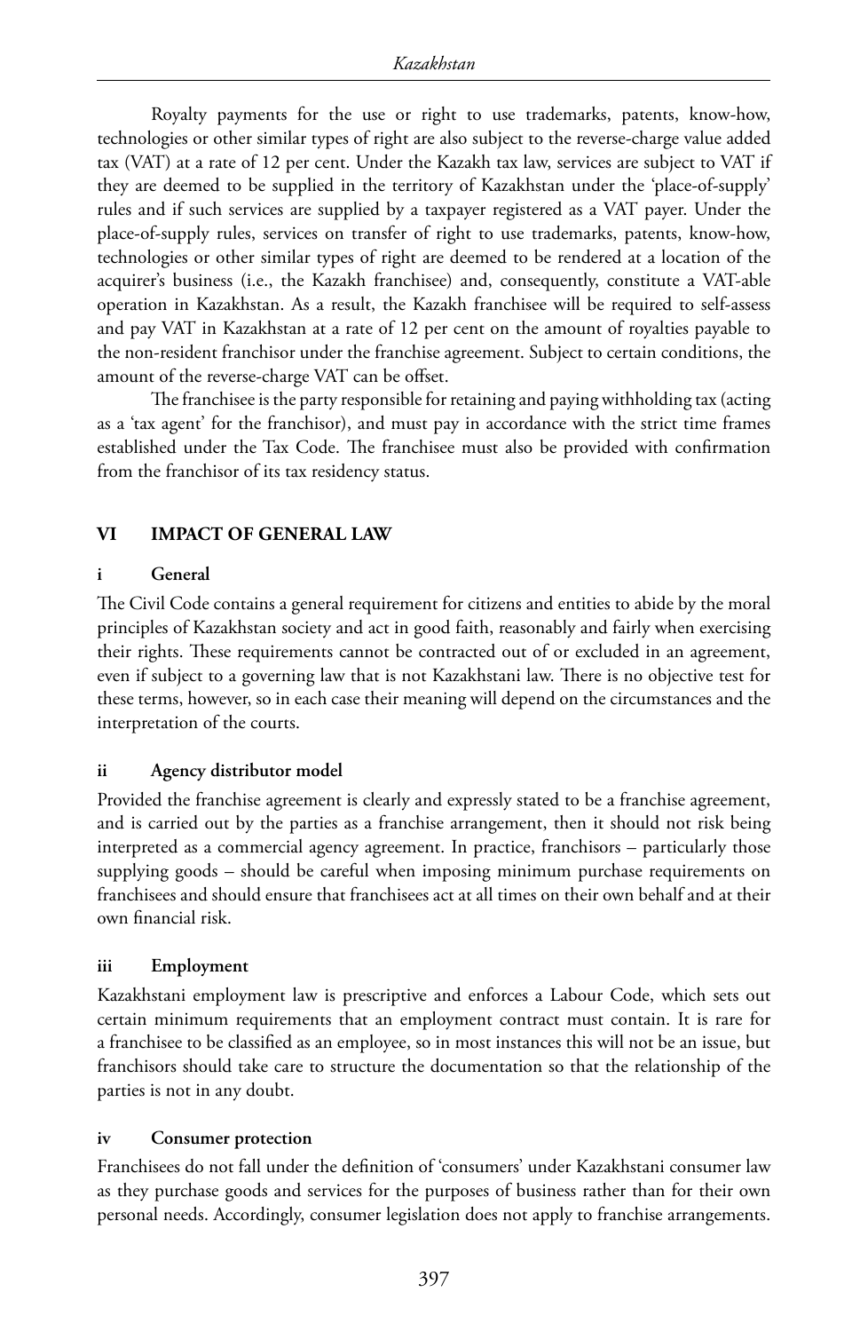Royalty payments for the use or right to use trademarks, patents, know-how, technologies or other similar types of right are also subject to the reverse-charge value added tax (VAT) at a rate of 12 per cent. Under the Kazakh tax law, services are subject to VAT if they are deemed to be supplied in the territory of Kazakhstan under the 'place-of-supply' rules and if such services are supplied by a taxpayer registered as a VAT payer. Under the place-of-supply rules, services on transfer of right to use trademarks, patents, know-how, technologies or other similar types of right are deemed to be rendered at a location of the acquirer's business (i.e., the Kazakh franchisee) and, consequently, constitute a VAT-able operation in Kazakhstan. As a result, the Kazakh franchisee will be required to self-assess and pay VAT in Kazakhstan at a rate of 12 per cent on the amount of royalties payable to the non-resident franchisor under the franchise agreement. Subject to certain conditions, the amount of the reverse-charge VAT can be offset.

The franchisee is the party responsible for retaining and paying withholding tax (acting as a 'tax agent' for the franchisor), and must pay in accordance with the strict time frames established under the Tax Code. The franchisee must also be provided with confirmation from the franchisor of its tax residency status.

## VI IMPACT OF GENERAL LAW

### i General

The Civil Code contains a general requirement for citizens and entities to abide by the moral principles of Kazakhstan society and act in good faith, reasonably and fairly when exercising their rights. These requirements cannot be contracted out of or excluded in an agreement, even if subject to a governing law that is not Kazakhstani law. There is no objective test for these terms, however, so in each case their meaning will depend on the circumstances and the interpretation of the courts.

### ii Agency distributor model

Provided the franchise agreement is clearly and expressly stated to be a franchise agreement, and is carried out by the parties as a franchise arrangement, then it should not risk being interpreted as a commercial agency agreement. In practice, franchisors – particularly those supplying goods – should be careful when imposing minimum purchase requirements on franchisees and should ensure that franchisees act at all times on their own behalf and at their own financial risk.

### iii Employment

Kazakhstani employment law is prescriptive and enforces a Labour Code, which sets out certain minimum requirements that an employment contract must contain. It is rare for a franchisee to be classified as an employee, so in most instances this will not be an issue, but franchisors should take care to structure the documentation so that the relationship of the parties is not in any doubt.

### iv Consumer protection

Franchisees do not fall under the definition of 'consumers' under Kazakhstani consumer law as they purchase goods and services for the purposes of business rather than for their own personal needs. Accordingly, consumer legislation does not apply to franchise arrangements.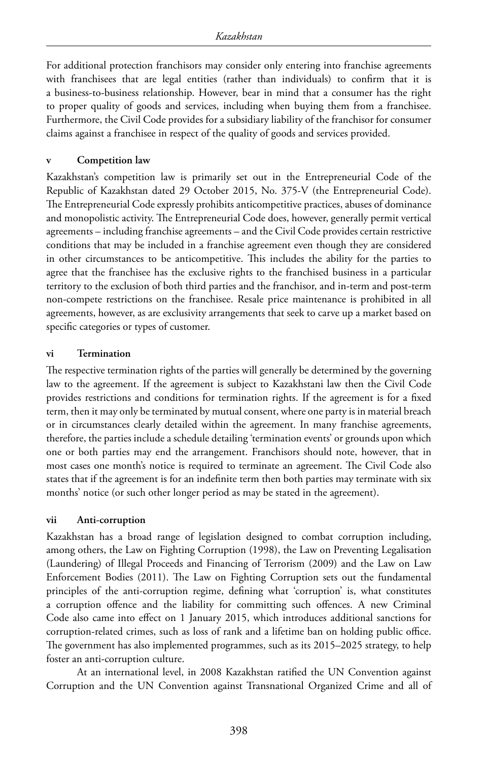For additional protection franchisors may consider only entering into franchise agreements with franchisees that are legal entities (rather than individuals) to confirm that it is a business-to-business relationship. However, bear in mind that a consumer has the right to proper quality of goods and services, including when buying them from a franchisee. Furthermore, the Civil Code provides for a subsidiary liability of the franchisor for consumer claims against a franchisee in respect of the quality of goods and services provided.

### v Competition law

Kazakhstan's competition law is primarily set out in the Entrepreneurial Code of the Republic of Kazakhstan dated 29 October 2015, No. 375-V (the Entrepreneurial Code). The Entrepreneurial Code expressly prohibits anticompetitive practices, abuses of dominance and monopolistic activity. The Entrepreneurial Code does, however, generally permit vertical agreements – including franchise agreements – and the Civil Code provides certain restrictive conditions that may be included in a franchise agreement even though they are considered in other circumstances to be anticompetitive. This includes the ability for the parties to agree that the franchisee has the exclusive rights to the franchised business in a particular territory to the exclusion of both third parties and the franchisor, and in-term and post-term non-compete restrictions on the franchisee. Resale price maintenance is prohibited in all agreements, however, as are exclusivity arrangements that seek to carve up a market based on specific categories or types of customer.

### vi Termination

The respective termination rights of the parties will generally be determined by the governing law to the agreement. If the agreement is subject to Kazakhstani law then the Civil Code provides restrictions and conditions for termination rights. If the agreement is for a fixed term, then it may only be terminated by mutual consent, where one party is in material breach or in circumstances clearly detailed within the agreement. In many franchise agreements, therefore, the parties include a schedule detailing 'termination events' or grounds upon which one or both parties may end the arrangement. Franchisors should note, however, that in most cases one month's notice is required to terminate an agreement. The Civil Code also states that if the agreement is for an indefinite term then both parties may terminate with six months' notice (or such other longer period as may be stated in the agreement).

### vii Anti-corruption

Kazakhstan has a broad range of legislation designed to combat corruption including, among others, the Law on Fighting Corruption (1998), the Law on Preventing Legalisation (Laundering) of Illegal Proceeds and Financing of Terrorism (2009) and the Law on Law Enforcement Bodies (2011). The Law on Fighting Corruption sets out the fundamental principles of the anti-corruption regime, defining what 'corruption' is, what constitutes a corruption offence and the liability for committing such offences. A new Criminal Code also came into effect on 1 January 2015, which introduces additional sanctions for corruption-related crimes, such as loss of rank and a lifetime ban on holding public office. The government has also implemented programmes, such as its 2015–2025 strategy, to help foster an anti-corruption culture.

At an international level, in 2008 Kazakhstan ratified the UN Convention against Corruption and the UN Convention against Transnational Organized Crime and all of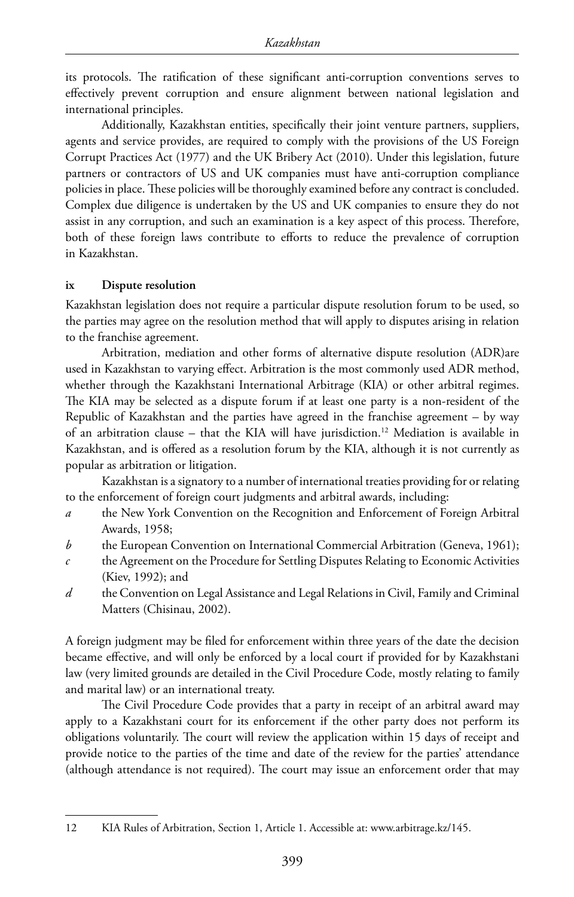its protocols. The ratification of these significant anti-corruption conventions serves to effectively prevent corruption and ensure alignment between national legislation and international principles.

Additionally, Kazakhstan entities, specifically their joint venture partners, suppliers, agents and service provides, are required to comply with the provisions of the US Foreign Corrupt Practices Act (1977) and the UK Bribery Act (2010). Under this legislation, future partners or contractors of US and UK companies must have anti-corruption compliance policies in place. These policies will be thoroughly examined before any contract is concluded. Complex due diligence is undertaken by the US and UK companies to ensure they do not assist in any corruption, and such an examination is a key aspect of this process. Therefore, both of these foreign laws contribute to efforts to reduce the prevalence of corruption in Kazakhstan.

### ix Dispute resolution

Kazakhstan legislation does not require a particular dispute resolution forum to be used, so the parties may agree on the resolution method that will apply to disputes arising in relation to the franchise agreement.

Arbitration, mediation and other forms of alternative dispute resolution (ADR)are used in Kazakhstan to varying effect. Arbitration is the most commonly used ADR method, whether through the Kazakhstani International Arbitrage (KIA) or other arbitral regimes. The KIA may be selected as a dispute forum if at least one party is a non-resident of the Republic of Kazakhstan and the parties have agreed in the franchise agreement – by way of an arbitration clause – that the KIA will have jurisdiction.[12] Mediation is available in Kazakhstan, and is offered as a resolution forum by the KIA, although it is not currently as popular as arbitration or litigation.

Kazakhstan is a signatory to a number of international treaties providing for or relating to the enforcement of foreign court judgments and arbitral awards, including:

*a* the New York Convention on the Recognition and Enforcement of Foreign Arbitral Awards, 1958;

*b* the European Convention on International Commercial Arbitration (Geneva, 1961);

*c* the Agreement on the Procedure for Settling Disputes Relating to Economic Activities (Kiev, 1992); and

*d* the Convention on Legal Assistance and Legal Relations in Civil, Family and Criminal Matters (Chisinau, 2002).

A foreign judgment may be filed for enforcement within three years of the date the decision became effective, and will only be enforced by a local court if provided for by Kazakhstani law (very limited grounds are detailed in the Civil Procedure Code, mostly relating to family and marital law) or an international treaty.

The Civil Procedure Code provides that a party in receipt of an arbitral award may apply to a Kazakhstani court for its enforcement if the other party does not perform its obligations voluntarily. The court will review the application within 15 days of receipt and provide notice to the parties of the time and date of the review for the parties' attendance (although attendance is not required). The court may issue an enforcement order that may

---

12 KIA Rules of Arbitration, Section 1, Article 1. Accessible at: www.arbitrage.kz/145.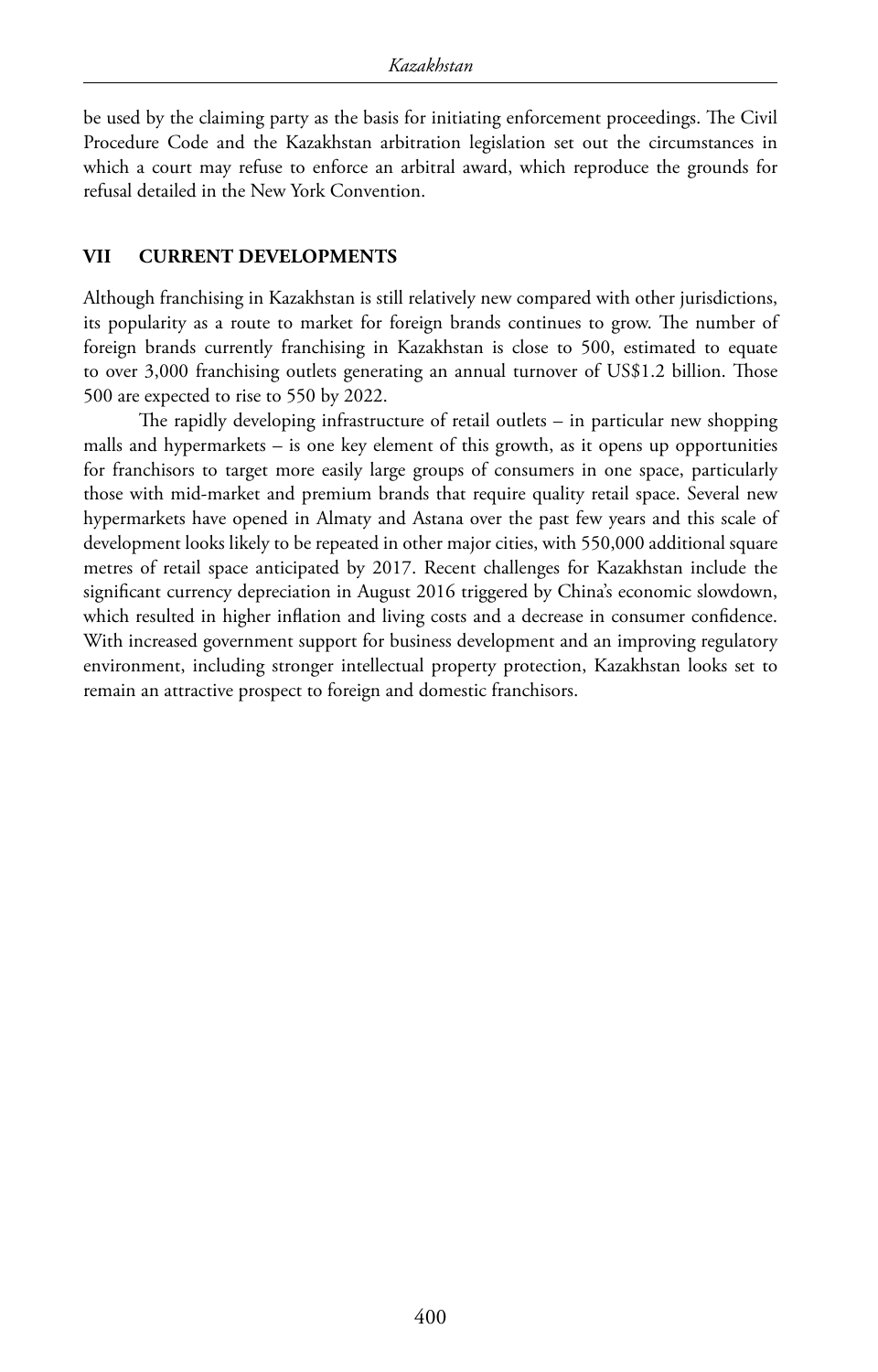be used by the claiming party as the basis for initiating enforcement proceedings. The Civil Procedure Code and the Kazakhstan arbitration legislation set out the circumstances in which a court may refuse to enforce an arbitral award, which reproduce the grounds for refusal detailed in the New York Convention.

## VII CURRENT DEVELOPMENTS

Although franchising in Kazakhstan is still relatively new compared with other jurisdictions, its popularity as a route to market for foreign brands continues to grow. The number of foreign brands currently franchising in Kazakhstan is close to 500, estimated to equate to over 3,000 franchising outlets generating an annual turnover of US$1.2 billion. Those 500 are expected to rise to 550 by 2022.

The rapidly developing infrastructure of retail outlets – in particular new shopping malls and hypermarkets – is one key element of this growth, as it opens up opportunities for franchisors to target more easily large groups of consumers in one space, particularly those with mid-market and premium brands that require quality retail space. Several new hypermarkets have opened in Almaty and Astana over the past few years and this scale of development looks likely to be repeated in other major cities, with 550,000 additional square metres of retail space anticipated by 2017. Recent challenges for Kazakhstan include the significant currency depreciation in August 2016 triggered by China's economic slowdown, which resulted in higher inflation and living costs and a decrease in consumer confidence. With increased government support for business development and an improving regulatory environment, including stronger intellectual property protection, Kazakhstan looks set to remain an attractive prospect to foreign and domestic franchisors.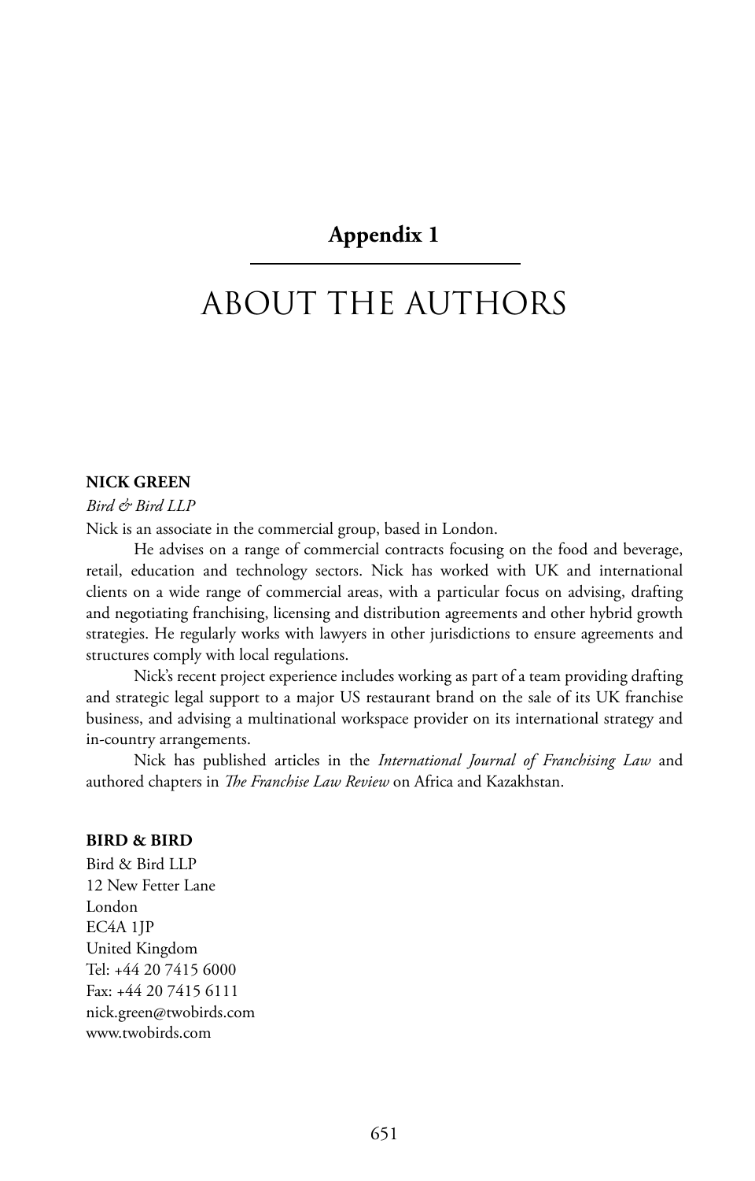## Appendix 1

# ABOUT THE AUTHORS

**NICK GREEN**

*Bird & Bird LLP*

Nick is an associate in the commercial group, based in London.

He advises on a range of commercial contracts focusing on the food and beverage, retail, education and technology sectors. Nick has worked with UK and international clients on a wide range of commercial areas, with a particular focus on advising, drafting and negotiating franchising, licensing and distribution agreements and other hybrid growth strategies. He regularly works with lawyers in other jurisdictions to ensure agreements and structures comply with local regulations.

Nick's recent project experience includes working as part of a team providing drafting and strategic legal support to a major US restaurant brand on the sale of its UK franchise business, and advising a multinational workspace provider on its international strategy and in-country arrangements.

Nick has published articles in the *International Journal of Franchising Law* and authored chapters in *The Franchise Law Review* on Africa and Kazakhstan.

**BIRD & BIRD**

Bird & Bird LLP
12 New Fetter Lane
London
EC4A 1JP
United Kingdom
Tel: +44 20 7415 6000
Fax: +44 20 7415 6111
nick.green@twobirds.com
www.twobirds.com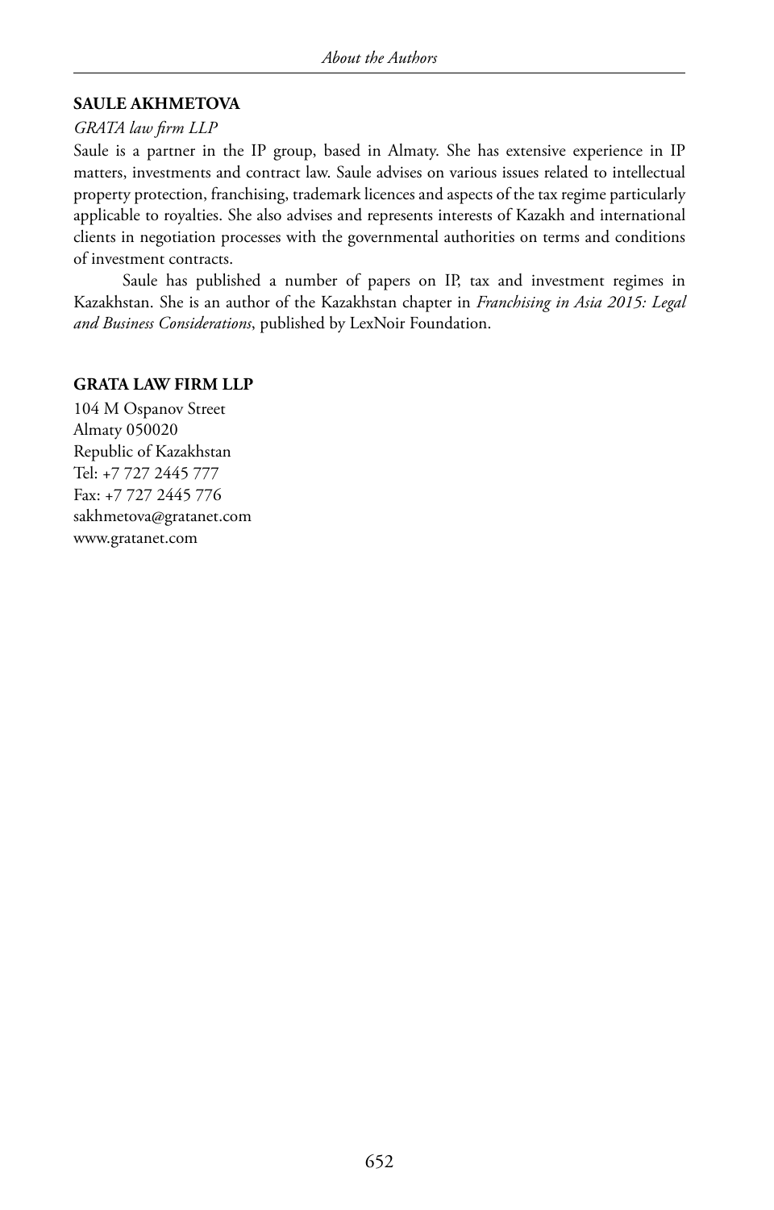**SAULE AKHMETOVA**

*GRATA law firm LLP*

Saule is a partner in the IP group, based in Almaty. She has extensive experience in IP matters, investments and contract law. Saule advises on various issues related to intellectual property protection, franchising, trademark licences and aspects of the tax regime particularly applicable to royalties. She also advises and represents interests of Kazakh and international clients in negotiation processes with the governmental authorities on terms and conditions of investment contracts.

Saule has published a number of papers on IP, tax and investment regimes in Kazakhstan. She is an author of the Kazakhstan chapter in *Franchising in Asia 2015: Legal and Business Considerations*, published by LexNoir Foundation.

**GRATA LAW FIRM LLP**

104 M Ospanov Street
Almaty 050020
Republic of Kazakhstan
Tel: +7 727 2445 777
Fax: +7 727 2445 776
sakhmetova@gratanet.com
www.gratanet.com